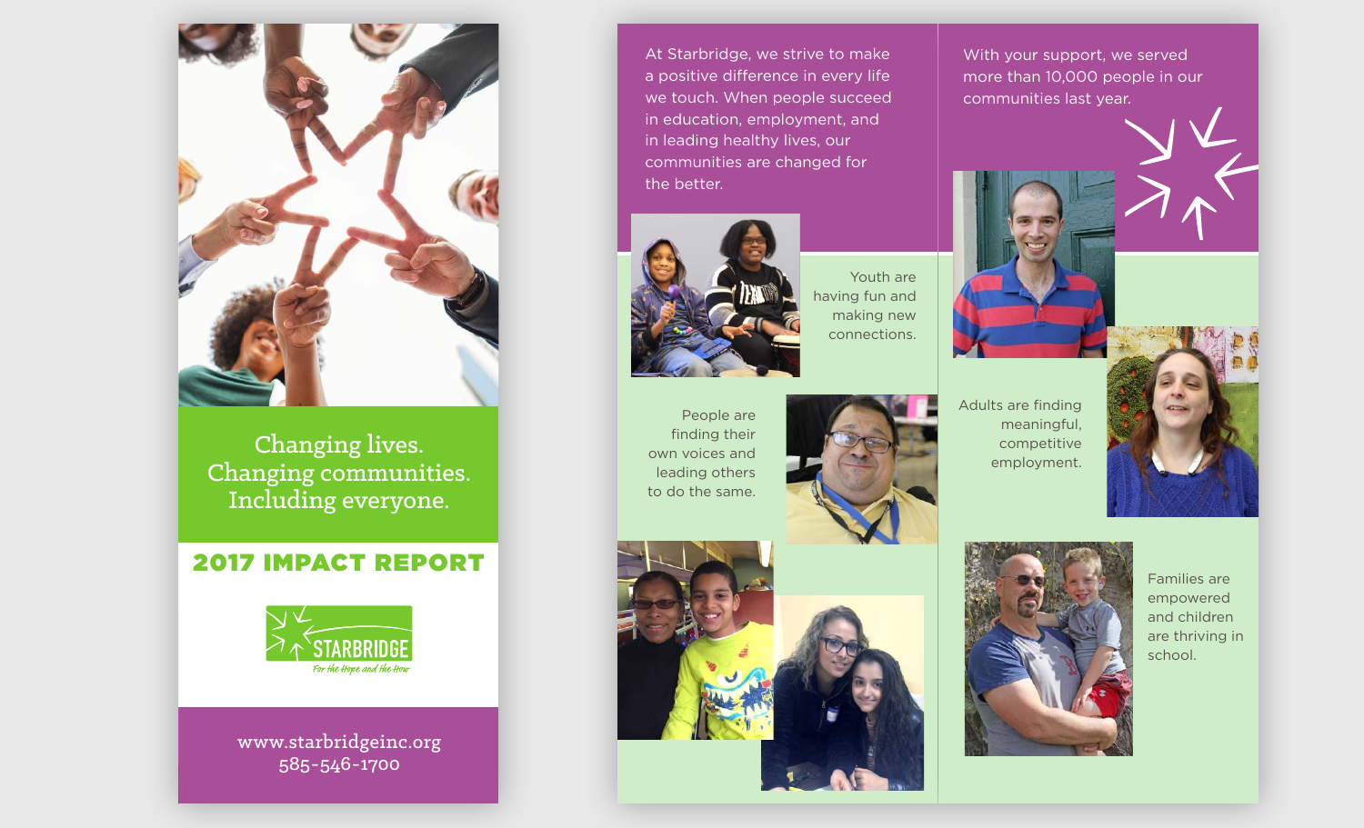Changing lives.
Changing communities.
Including everyone.

## 2017 IMPACT REPORT

STARBRIDGE

*For the Hope and the How*

www.starbridgeinc.org
585-546-1700

At Starbridge, we strive to make a positive difference in every life we touch. When people succeed in education, employment, and in leading healthy lives, our communities are changed for the better.

Youth are having fun and making new connections.

People are finding their own voices and leading others to do the same.

With your support, we served more than 10,000 people in our communities last year.

Adults are finding meaningful, competitive employment.

Families are empowered and children are thriving in school.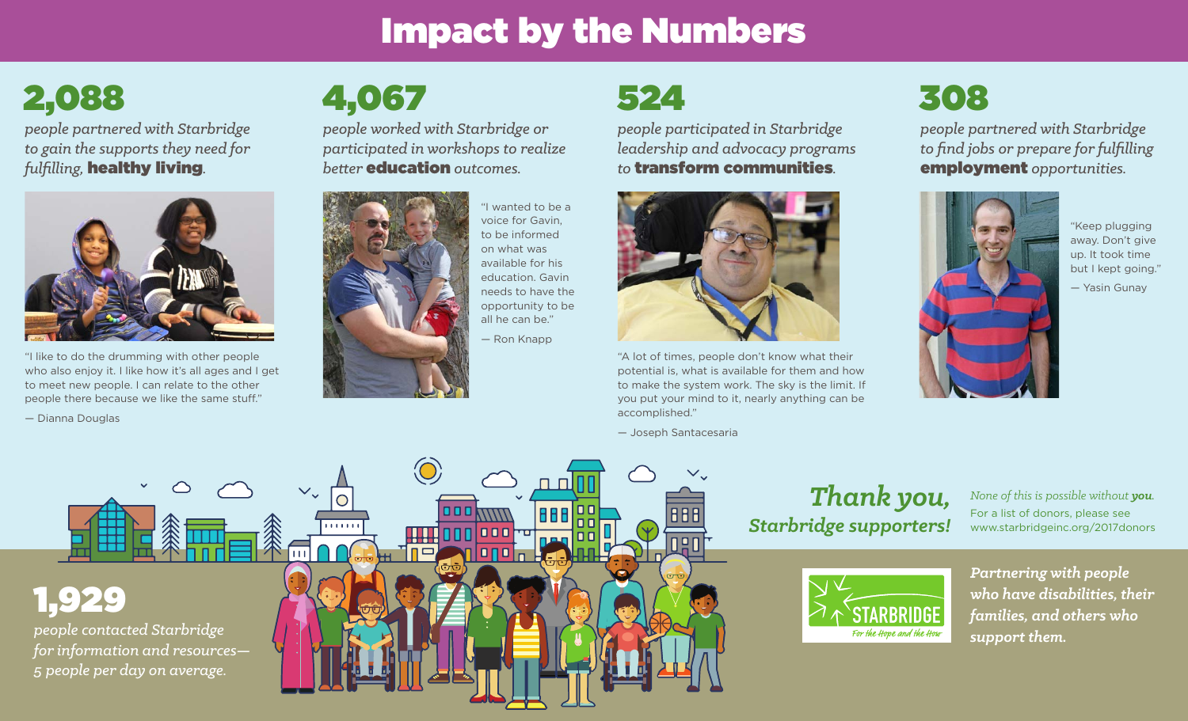# Impact by the Numbers

## 2,088

*people partnered with Starbridge to gain the supports they need for fulfilling,* **healthy living***.*

"I like to do the drumming with other people who also enjoy it. I like how it's all ages and I get to meet new people. I can relate to the other people there because we like the same stuff."

— Dianna Douglas

## 4,067

*people worked with Starbridge or participated in workshops to realize better* **education** *outcomes.*

"I wanted to be a voice for Gavin, to be informed on what was available for his education. Gavin needs to have the opportunity to be all he can be."

— Ron Knapp

## 524

*people participated in Starbridge leadership and advocacy programs to* **transform communities***.*

"A lot of times, people don't know what their potential is, what is available for them and how to make the system work. The sky is the limit. If you put your mind to it, nearly anything can be accomplished."

— Joseph Santacesaria

## 308

*people partnered with Starbridge to find jobs or prepare for fulfilling* **employment** *opportunities.*

"Keep plugging away. Don't give up. It took time but I kept going."

— Yasin Gunay

## 1,929

*people contacted Starbridge for information and resources— 5 people per day on average.*

## *Thank you, Starbridge supporters!*

*None of this is possible without* ***you****.*
For a list of donors, please see www.starbridgeinc.org/2017donors

STARBRIDGE
*For the Hope and the How*

***Partnering with people who have disabilities, their families, and others who support them.***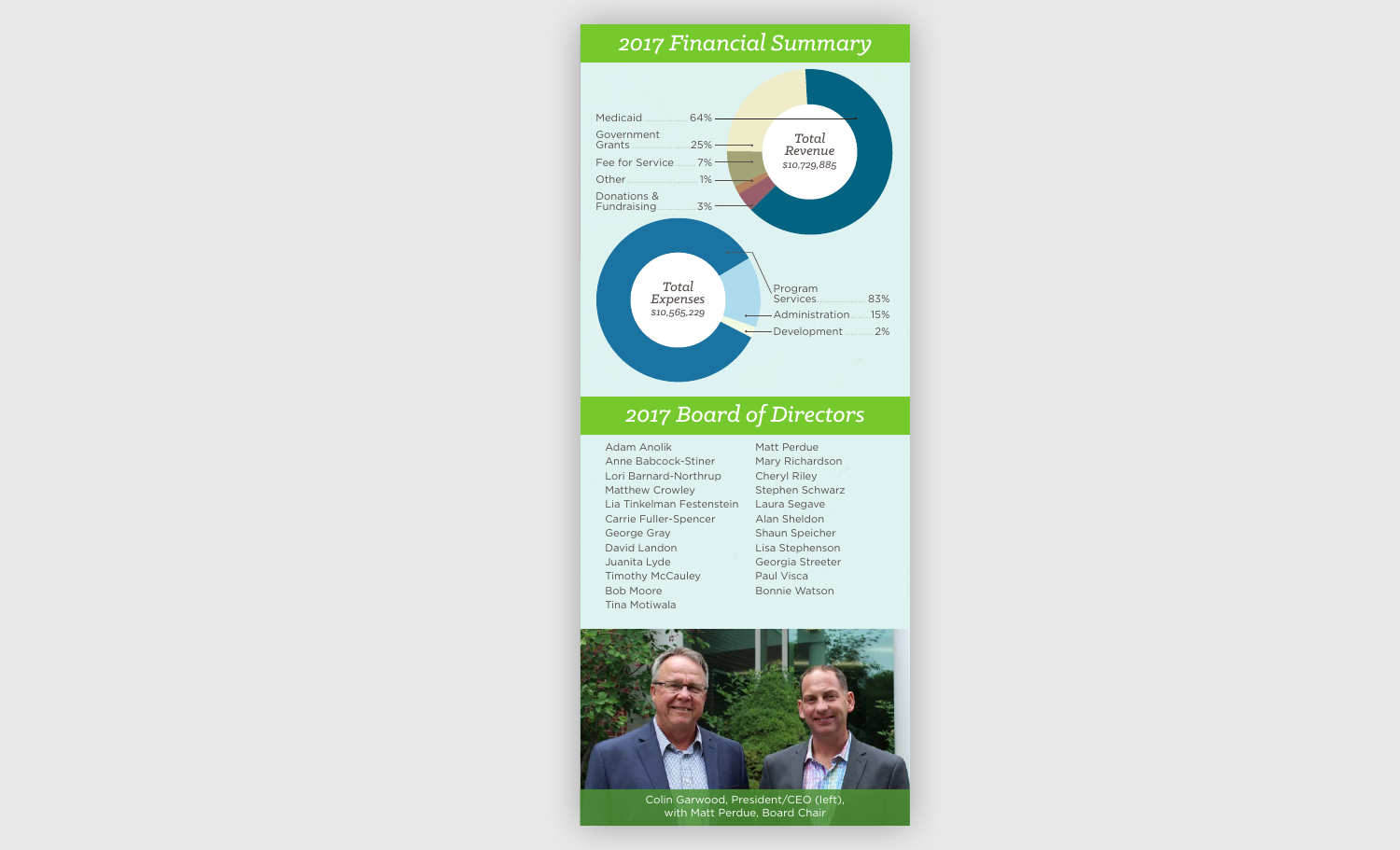# 2017 Financial Summary

Total Revenue
$10,729,885

Medicaid 64%
Government Grants 25%
Fee for Service 7%
Other 1%
Donations & Fundraising 3%

Total Expenses
$10,565,229

Program Services 83%
Administration 15%
Development 2%

# 2017 Board of Directors

Adam Anolik
Anne Babcock-Stiner
Lori Barnard-Northrup
Matthew Crowley
Lia Tinkelman Festenstein
Carrie Fuller-Spencer
George Gray
David Landon
Juanita Lyde
Timothy McCauley
Bob Moore
Tina Motiwala
Matt Perdue
Mary Richardson
Cheryl Riley
Stephen Schwarz
Laura Segave
Alan Sheldon
Shaun Speicher
Lisa Stephenson
Georgia Streeter
Paul Visca
Bonnie Watson

Colin Garwood, President/CEO (left), with Matt Perdue, Board Chair